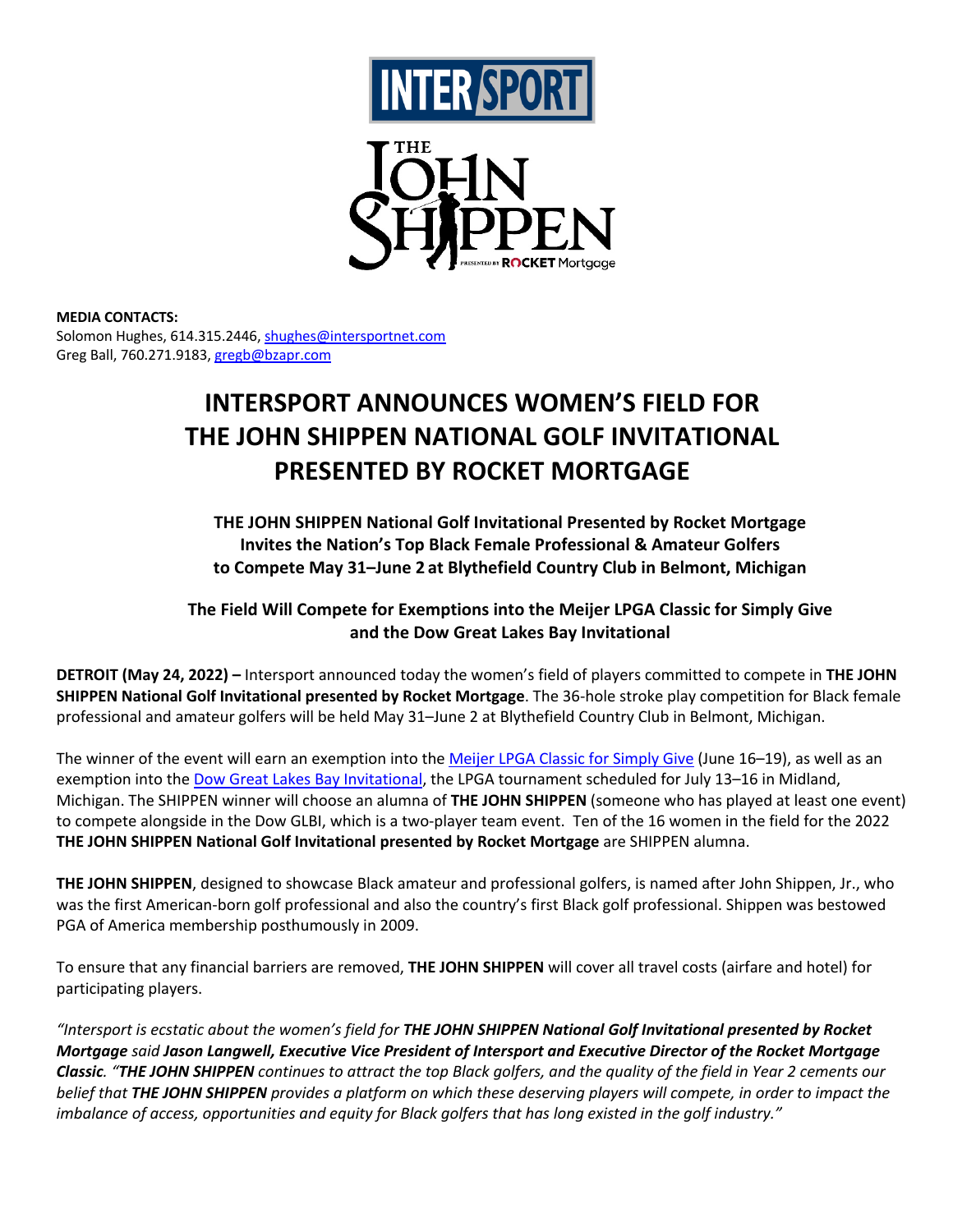**MEDIA CONTACTS:**
Solomon Hughes, 614.315.2446, shughes@intersportnet.com
Greg Ball, 760.271.9183, gregb@bzapr.com

# INTERSPORT ANNOUNCES WOMEN'S FIELD FOR THE JOHN SHIPPEN NATIONAL GOLF INVITATIONAL PRESENTED BY ROCKET MORTGAGE

**THE JOHN SHIPPEN National Golf Invitational Presented by Rocket Mortgage Invites the Nation's Top Black Female Professional & Amateur Golfers to Compete May 31–June 2 at Blythefield Country Club in Belmont, Michigan**

**The Field Will Compete for Exemptions into the Meijer LPGA Classic for Simply Give and the Dow Great Lakes Bay Invitational**

**DETROIT (May 24, 2022) –** Intersport announced today the women's field of players committed to compete in **THE JOHN SHIPPEN National Golf Invitational presented by Rocket Mortgage**. The 36-hole stroke play competition for Black female professional and amateur golfers will be held May 31–June 2 at Blythefield Country Club in Belmont, Michigan.

The winner of the event will earn an exemption into the Meijer LPGA Classic for Simply Give (June 16–19), as well as an exemption into the Dow Great Lakes Bay Invitational, the LPGA tournament scheduled for July 13–16 in Midland, Michigan. The SHIPPEN winner will choose an alumna of **THE JOHN SHIPPEN** (someone who has played at least one event) to compete alongside in the Dow GLBI, which is a two-player team event. Ten of the 16 women in the field for the 2022 **THE JOHN SHIPPEN National Golf Invitational presented by Rocket Mortgage** are SHIPPEN alumna.

**THE JOHN SHIPPEN**, designed to showcase Black amateur and professional golfers, is named after John Shippen, Jr., who was the first American-born golf professional and also the country's first Black golf professional. Shippen was bestowed PGA of America membership posthumously in 2009.

To ensure that any financial barriers are removed, **THE JOHN SHIPPEN** will cover all travel costs (airfare and hotel) for participating players.

*"Intersport is ecstatic about the women's field for **THE JOHN SHIPPEN National Golf Invitational presented by Rocket Mortgage** said **Jason Langwell, Executive Vice President of Intersport and Executive Director of the Rocket Mortgage Classic**. "**THE JOHN SHIPPEN** continues to attract the top Black golfers, and the quality of the field in Year 2 cements our belief that **THE JOHN SHIPPEN** provides a platform on which these deserving players will compete, in order to impact the imbalance of access, opportunities and equity for Black golfers that has long existed in the golf industry."*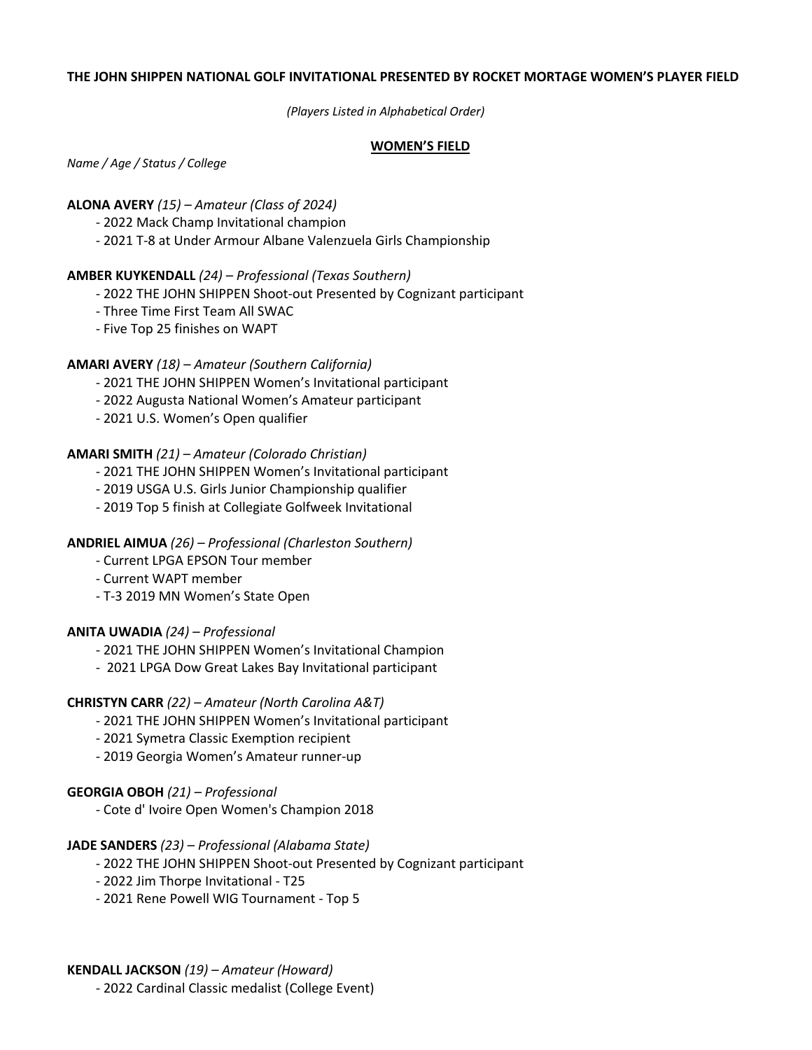**THE JOHN SHIPPEN NATIONAL GOLF INVITATIONAL PRESENTED BY ROCKET MORTAGE WOMEN'S PLAYER FIELD**

*(Players Listed in Alphabetical Order)*

## WOMEN'S FIELD

*Name / Age / Status / College*

**ALONA AVERY** *(15) – Amateur (Class of 2024)*

- 2022 Mack Champ Invitational champion
- 2021 T-8 at Under Armour Albane Valenzuela Girls Championship

**AMBER KUYKENDALL** *(24) – Professional (Texas Southern)*

- 2022 THE JOHN SHIPPEN Shoot-out Presented by Cognizant participant
- Three Time First Team All SWAC
- Five Top 25 finishes on WAPT

**AMARI AVERY** *(18) – Amateur (Southern California)*

- 2021 THE JOHN SHIPPEN Women's Invitational participant
- 2022 Augusta National Women's Amateur participant
- 2021 U.S. Women's Open qualifier

**AMARI SMITH** *(21) – Amateur (Colorado Christian)*

- 2021 THE JOHN SHIPPEN Women's Invitational participant
- 2019 USGA U.S. Girls Junior Championship qualifier
- 2019 Top 5 finish at Collegiate Golfweek Invitational

**ANDRIEL AIMUA** *(26) – Professional (Charleston Southern)*

- Current LPGA EPSON Tour member
- Current WAPT member
- T-3 2019 MN Women's State Open

**ANITA UWADIA** *(24) – Professional*

- 2021 THE JOHN SHIPPEN Women's Invitational Champion
- 2021 LPGA Dow Great Lakes Bay Invitational participant

**CHRISTYN CARR** *(22) – Amateur (North Carolina A&T)*

- 2021 THE JOHN SHIPPEN Women's Invitational participant
- 2021 Symetra Classic Exemption recipient
- 2019 Georgia Women's Amateur runner-up

**GEORGIA OBOH** *(21) – Professional*

- Cote d' Ivoire Open Women's Champion 2018

**JADE SANDERS** *(23) – Professional (Alabama State)*

- 2022 THE JOHN SHIPPEN Shoot-out Presented by Cognizant participant
- 2022 Jim Thorpe Invitational - T25
- 2021 Rene Powell WIG Tournament - Top 5

**KENDALL JACKSON** *(19) – Amateur (Howard)*

- 2022 Cardinal Classic medalist (College Event)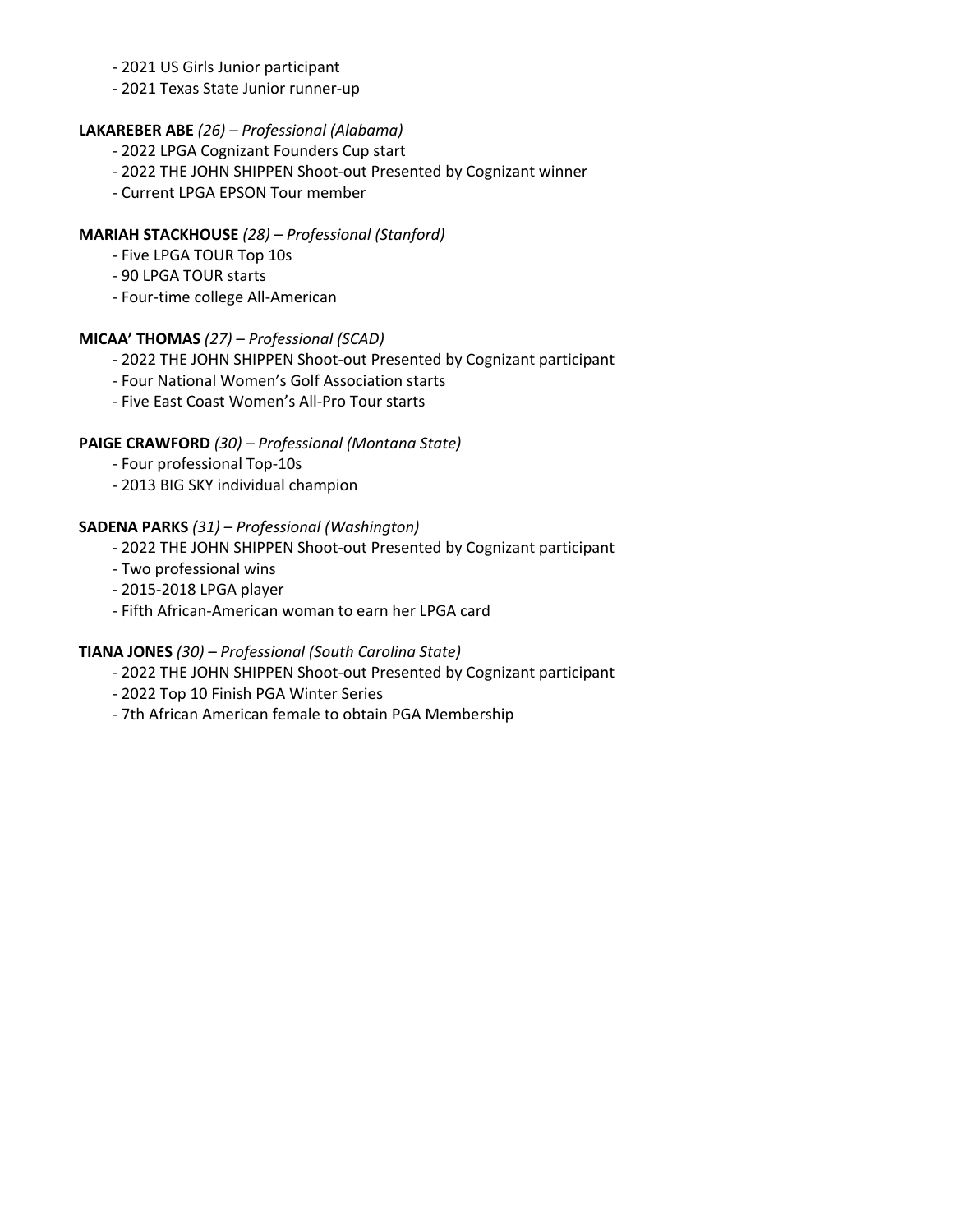- 2021 US Girls Junior participant
- 2021 Texas State Junior runner-up

**LAKAREBER ABE** *(26) – Professional (Alabama)*

- 2022 LPGA Cognizant Founders Cup start
- 2022 THE JOHN SHIPPEN Shoot-out Presented by Cognizant winner
- Current LPGA EPSON Tour member

**MARIAH STACKHOUSE** *(28) – Professional (Stanford)*

- Five LPGA TOUR Top 10s
- 90 LPGA TOUR starts
- Four-time college All-American

**MICAA' THOMAS** *(27) – Professional (SCAD)*

- 2022 THE JOHN SHIPPEN Shoot-out Presented by Cognizant participant
- Four National Women's Golf Association starts
- Five East Coast Women's All-Pro Tour starts

**PAIGE CRAWFORD** *(30) – Professional (Montana State)*

- Four professional Top-10s
- 2013 BIG SKY individual champion

**SADENA PARKS** *(31) – Professional (Washington)*

- 2022 THE JOHN SHIPPEN Shoot-out Presented by Cognizant participant
- Two professional wins
- 2015-2018 LPGA player
- Fifth African-American woman to earn her LPGA card

**TIANA JONES** *(30) – Professional (South Carolina State)*

- 2022 THE JOHN SHIPPEN Shoot-out Presented by Cognizant participant
- 2022 Top 10 Finish PGA Winter Series
- 7th African American female to obtain PGA Membership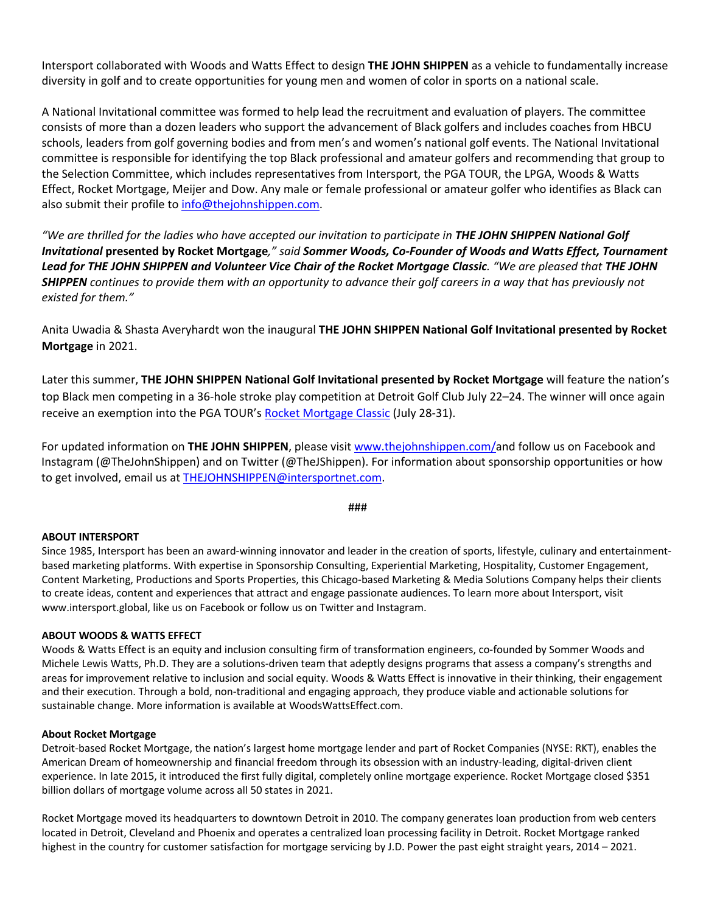Intersport collaborated with Woods and Watts Effect to design **THE JOHN SHIPPEN** as a vehicle to fundamentally increase diversity in golf and to create opportunities for young men and women of color in sports on a national scale.

A National Invitational committee was formed to help lead the recruitment and evaluation of players. The committee consists of more than a dozen leaders who support the advancement of Black golfers and includes coaches from HBCU schools, leaders from golf governing bodies and from men's and women's national golf events. The National Invitational committee is responsible for identifying the top Black professional and amateur golfers and recommending that group to the Selection Committee, which includes representatives from Intersport, the PGA TOUR, the LPGA, Woods & Watts Effect, Rocket Mortgage, Meijer and Dow. Any male or female professional or amateur golfer who identifies as Black can also submit their profile to info@thejohnshippen.com.

*"We are thrilled for the ladies who have accepted our invitation to participate in **THE JOHN SHIPPEN National Golf Invitational** **presented by Rocket Mortgage**," said **Sommer Woods, Co-Founder of Woods and Watts Effect, Tournament Lead for THE JOHN SHIPPEN and Volunteer Vice Chair of the Rocket Mortgage Classic**. "We are pleased that **THE JOHN SHIPPEN** continues to provide them with an opportunity to advance their golf careers in a way that has previously not existed for them."*

Anita Uwadia & Shasta Averyhardt won the inaugural **THE JOHN SHIPPEN National Golf Invitational presented by Rocket Mortgage** in 2021.

Later this summer, **THE JOHN SHIPPEN National Golf Invitational presented by Rocket Mortgage** will feature the nation's top Black men competing in a 36-hole stroke play competition at Detroit Golf Club July 22–24. The winner will once again receive an exemption into the PGA TOUR's Rocket Mortgage Classic (July 28-31).

For updated information on **THE JOHN SHIPPEN**, please visit www.thejohnshippen.com/and follow us on Facebook and Instagram (@TheJohnShippen) and on Twitter (@TheJShippen). For information about sponsorship opportunities or how to get involved, email us at THEJOHNSHIPPEN@intersportnet.com.

###

**ABOUT INTERSPORT**

Since 1985, Intersport has been an award-winning innovator and leader in the creation of sports, lifestyle, culinary and entertainment-based marketing platforms. With expertise in Sponsorship Consulting, Experiential Marketing, Hospitality, Customer Engagement, Content Marketing, Productions and Sports Properties, this Chicago-based Marketing & Media Solutions Company helps their clients to create ideas, content and experiences that attract and engage passionate audiences. To learn more about Intersport, visit www.intersport.global, like us on Facebook or follow us on Twitter and Instagram.

**ABOUT WOODS & WATTS EFFECT**

Woods & Watts Effect is an equity and inclusion consulting firm of transformation engineers, co-founded by Sommer Woods and Michele Lewis Watts, Ph.D. They are a solutions-driven team that adeptly designs programs that assess a company's strengths and areas for improvement relative to inclusion and social equity. Woods & Watts Effect is innovative in their thinking, their engagement and their execution. Through a bold, non-traditional and engaging approach, they produce viable and actionable solutions for sustainable change. More information is available at WoodsWattsEffect.com.

**About Rocket Mortgage**

Detroit-based Rocket Mortgage, the nation's largest home mortgage lender and part of Rocket Companies (NYSE: RKT), enables the American Dream of homeownership and financial freedom through its obsession with an industry-leading, digital-driven client experience. In late 2015, it introduced the first fully digital, completely online mortgage experience. Rocket Mortgage closed $351 billion dollars of mortgage volume across all 50 states in 2021.

Rocket Mortgage moved its headquarters to downtown Detroit in 2010. The company generates loan production from web centers located in Detroit, Cleveland and Phoenix and operates a centralized loan processing facility in Detroit. Rocket Mortgage ranked highest in the country for customer satisfaction for mortgage servicing by J.D. Power the past eight straight years, 2014 – 2021.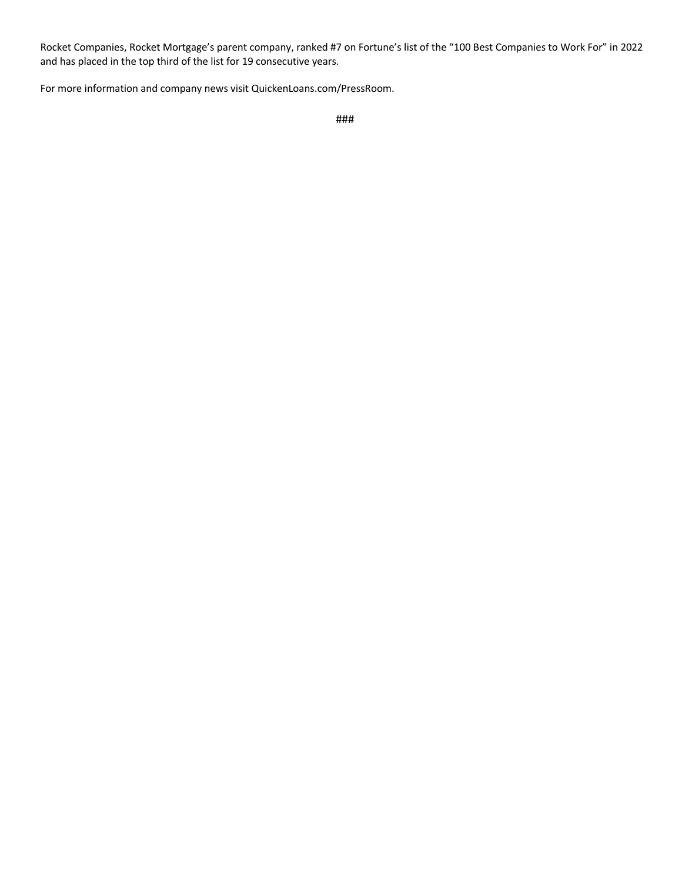Rocket Companies, Rocket Mortgage's parent company, ranked #7 on Fortune's list of the "100 Best Companies to Work For" in 2022 and has placed in the top third of the list for 19 consecutive years.

For more information and company news visit QuickenLoans.com/PressRoom.

###